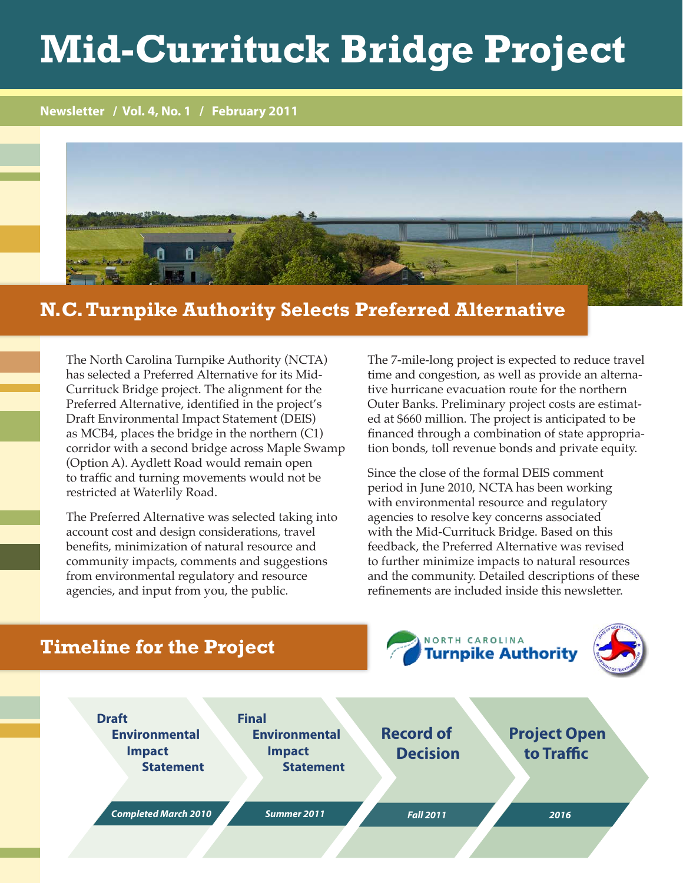# Mid-Currituck Bridge Project

Newsletter / Vol. 4, No. 1 / February 2011

## N.C. Turnpike Authority Selects Preferred Alternative

The North Carolina Turnpike Authority (NCTA) has selected a Preferred Alternative for its Mid-Currituck Bridge project. The alignment for the Preferred Alternative, identified in the project's Draft Environmental Impact Statement (DEIS) as MCB4, places the bridge in the northern (C1) corridor with a second bridge across Maple Swamp (Option A). Aydlett Road would remain open to traffic and turning movements would not be restricted at Waterlily Road.

The Preferred Alternative was selected taking into account cost and design considerations, travel benefits, minimization of natural resource and community impacts, comments and suggestions from environmental regulatory and resource agencies, and input from you, the public.

The 7-mile-long project is expected to reduce travel time and congestion, as well as provide an alternative hurricane evacuation route for the northern Outer Banks. Preliminary project costs are estimated at $660 million. The project is anticipated to be financed through a combination of state appropriation bonds, toll revenue bonds and private equity.

Since the close of the formal DEIS comment period in June 2010, NCTA has been working with environmental resource and regulatory agencies to resolve key concerns associated with the Mid-Currituck Bridge. Based on this feedback, the Preferred Alternative was revised to further minimize impacts to natural resources and the community. Detailed descriptions of these refinements are included inside this newsletter.

## Timeline for the Project

NORTH CAROLINA Turnpike Authority

- **Draft Environmental Impact Statement** — *Completed March 2010*
- **Final Environmental Impact Statement** — *Summer 2011*
- **Record of Decision** — *Fall 2011*
- **Project Open to Traffic** — *2016*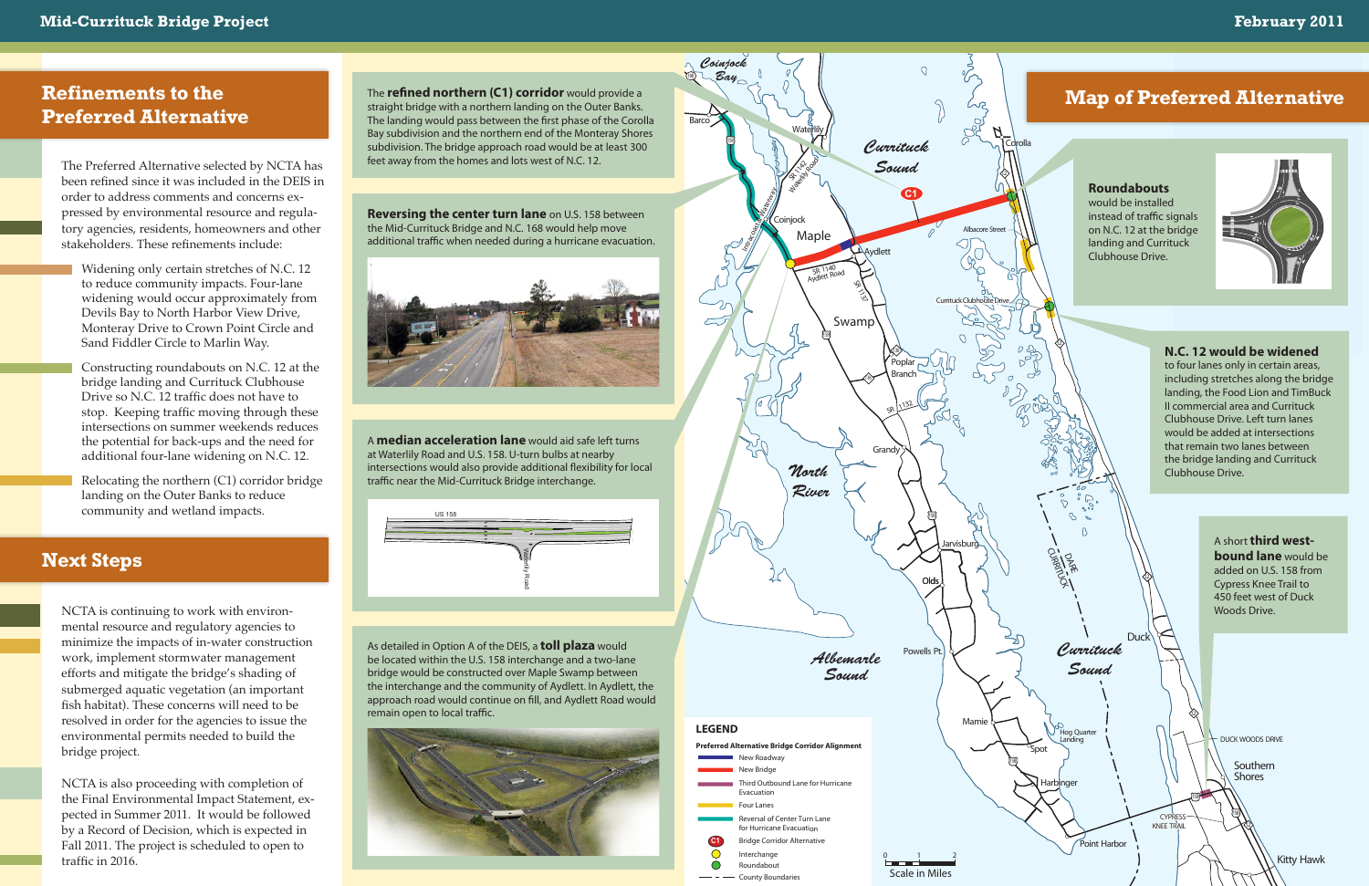# Refinements to the Preferred Alternative

The Preferred Alternative selected by NCTA has been refined since it was included in the DEIS in order to address comments and concerns expressed by environmental resource and regulatory agencies, residents, homeowners and other stakeholders. These refinements include:

- Widening only certain stretches of N.C. 12 to reduce community impacts. Four-lane widening would occur approximately from Devils Bay to North Harbor View Drive, Monteray Drive to Crown Point Circle and Sand Fiddler Circle to Marlin Way.
- Constructing roundabouts on N.C. 12 at the bridge landing and Currituck Clubhouse Drive so N.C. 12 traffic does not have to stop. Keeping traffic moving through these intersections on summer weekends reduces the potential for back-ups and the need for additional four-lane widening on N.C. 12.
- Relocating the northern (C1) corridor bridge landing on the Outer Banks to reduce community and wetland impacts.

# Next Steps

NCTA is continuing to work with environmental resource and regulatory agencies to minimize the impacts of in-water construction work, implement stormwater management efforts and mitigate the bridge's shading of submerged aquatic vegetation (an important fish habitat). These concerns will need to be resolved in order for the agencies to issue the environmental permits needed to build the bridge project.

NCTA is also proceeding with completion of the Final Environmental Impact Statement, expected in Summer 2011. It would be followed by a Record of Decision, which is expected in Fall 2011. The project is scheduled to open to traffic in 2016.

The **refined northern (C1) corridor** would provide a straight bridge with a northern landing on the Outer Banks. The landing would pass between the first phase of the Corolla Bay subdivision and the northern end of the Monteray Shores subdivision. The bridge approach road would be at least 300 feet away from the homes and lots west of N.C. 12.

**Reversing the center turn lane** on U.S. 158 between the Mid-Currituck Bridge and N.C. 168 would help move additional traffic when needed during a hurricane evacuation.

A **median acceleration lane** would aid safe left turns at Waterlily Road and U.S. 158. U-turn bulbs at nearby intersections would also provide additional flexibility for local traffic near the Mid-Currituck Bridge interchange.

As detailed in Option A of the DEIS, a **toll plaza** would be located within the U.S. 158 interchange and a two-lane bridge would be constructed over Maple Swamp between the interchange and the community of Aydlett. In Aydlett, the approach road would continue on fill, and Aydlett Road would remain open to local traffic.

# Map of Preferred Alternative

**Roundabouts** would be installed instead of traffic signals on N.C. 12 at the bridge landing and Currituck Clubhouse Drive.

**N.C. 12 would be widened** to four lanes only in certain areas, including stretches along the bridge landing, the Food Lion and TimBuck II commercial area and Currituck Clubhouse Drive. Left turn lanes would be added at intersections that remain two lanes between the bridge landing and Currituck Clubhouse Drive.

A short **third westbound lane** would be added on U.S. 158 from Cypress Knee Trail to 450 feet west of Duck Woods Drive.

**LEGEND**

Preferred Alternative Bridge Corridor Alignment

- New Roadway
- New Bridge
- Third Outbound Lane for Hurricane Evacuation
- Four Lanes
- Reversal of Center Turn Lane for Hurricane Evacuation
- C1 Bridge Corridor Alternative
- Interchange
- Roundabout
- County Boundaries

Scale in Miles: 0, 1, 2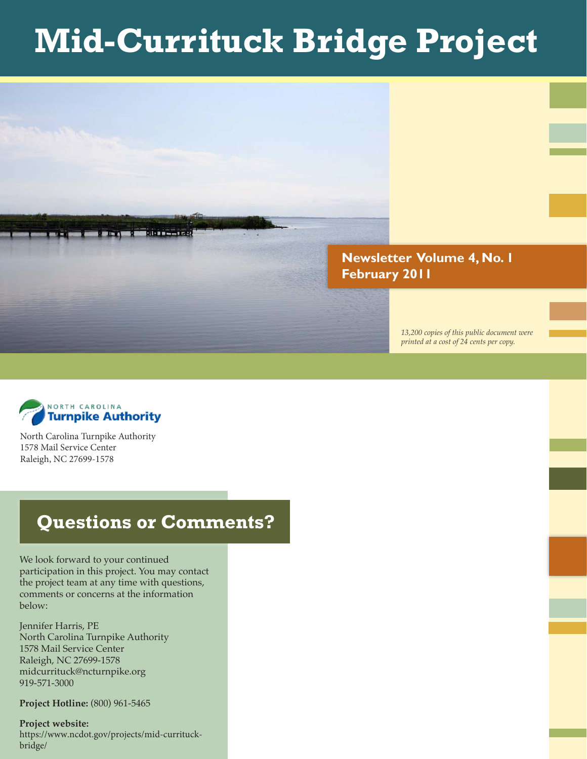# Mid-Currituck Bridge Project

**Newsletter Volume 4, No. 1**
**February 2011**

*13,200 copies of this public document were printed at a cost of 24 cents per copy.*

NORTH CAROLINA
Turnpike Authority

North Carolina Turnpike Authority
1578 Mail Service Center
Raleigh, NC 27699-1578

## Questions or Comments?

We look forward to your continued participation in this project. You may contact the project team at any time with questions, comments or concerns at the information below:

Jennifer Harris, PE
North Carolina Turnpike Authority
1578 Mail Service Center
Raleigh, NC 27699-1578
midcurrituck@ncturnpike.org
919-571-3000

**Project Hotline:** (800) 961-5465

**Project website:**
https://www.ncdot.gov/projects/mid-currituck-bridge/